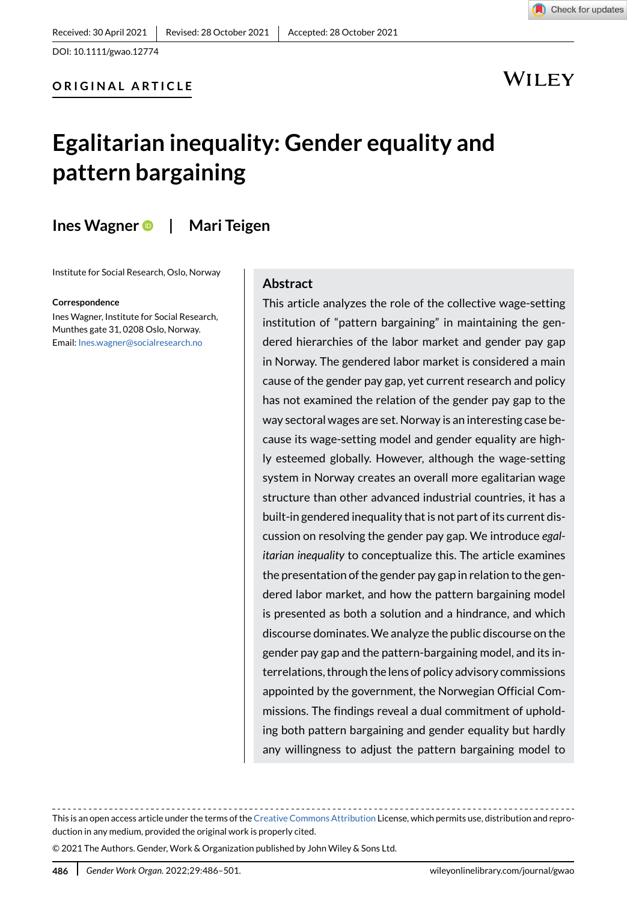Received: 30 April 2021 | Revised: 28 October 2021 | Accepted: 28 October 2021

DOI: 10.1111/gwao.12774

ORIGINAL ARTICLE

# Egalitarian inequality: Gender equality and pattern bargaining

**Ines Wagner** | **Mari Teigen**

Institute for Social Research, Oslo, Norway

**Correspondence**

Ines Wagner, Institute for Social Research, Munthes gate 31, 0208 Oslo, Norway.
Email: Ines.wagner@socialresearch.no

## Abstract

This article analyzes the role of the collective wage-setting institution of "pattern bargaining" in maintaining the gendered hierarchies of the labor market and gender pay gap in Norway. The gendered labor market is considered a main cause of the gender pay gap, yet current research and policy has not examined the relation of the gender pay gap to the way sectoral wages are set. Norway is an interesting case because its wage-setting model and gender equality are highly esteemed globally. However, although the wage-setting system in Norway creates an overall more egalitarian wage structure than other advanced industrial countries, it has a built-in gendered inequality that is not part of its current discussion on resolving the gender pay gap. We introduce *egalitarian inequality* to conceptualize this. The article examines the presentation of the gender pay gap in relation to the gendered labor market, and how the pattern bargaining model is presented as both a solution and a hindrance, and which discourse dominates. We analyze the public discourse on the gender pay gap and the pattern-bargaining model, and its interrelations, through the lens of policy advisory commissions appointed by the government, the Norwegian Official Commissions. The findings reveal a dual commitment of upholding both pattern bargaining and gender equality but hardly any willingness to adjust the pattern bargaining model to

This is an open access article under the terms of the Creative Commons Attribution License, which permits use, distribution and reproduction in any medium, provided the original work is properly cited.

© 2021 The Authors. Gender, Work & Organization published by John Wiley & Sons Ltd.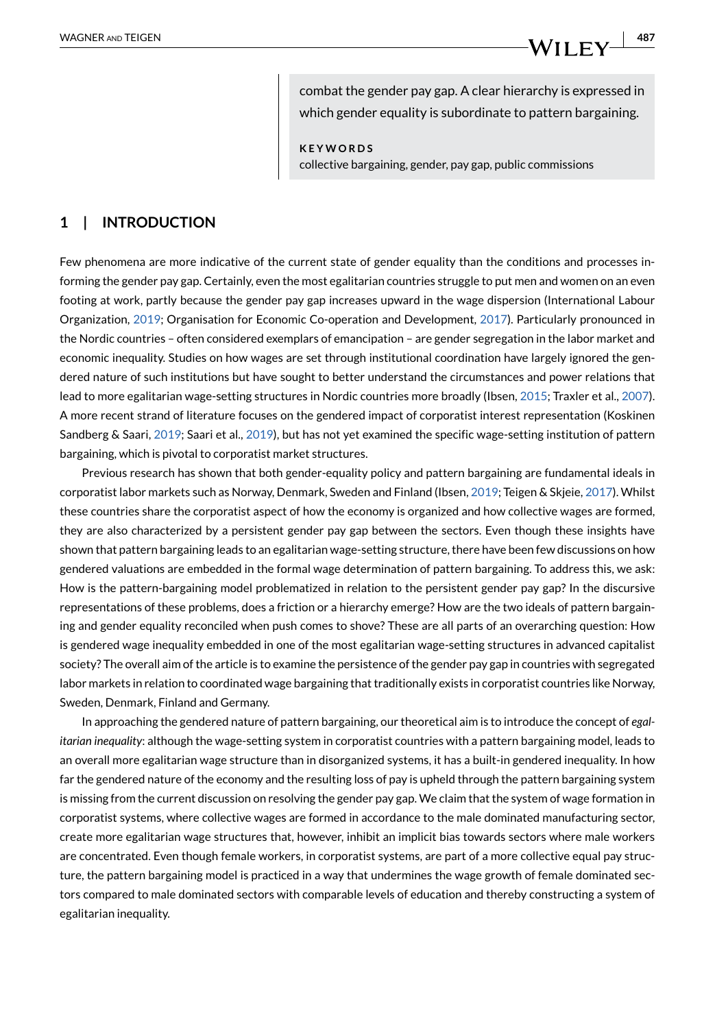combat the gender pay gap. A clear hierarchy is expressed in which gender equality is subordinate to pattern bargaining.

**KEYWORDS**

collective bargaining, gender, pay gap, public commissions

## 1 | INTRODUCTION

Few phenomena are more indicative of the current state of gender equality than the conditions and processes informing the gender pay gap. Certainly, even the most egalitarian countries struggle to put men and women on an even footing at work, partly because the gender pay gap increases upward in the wage dispersion (International Labour Organization, 2019; Organisation for Economic Co-operation and Development, 2017). Particularly pronounced in the Nordic countries – often considered exemplars of emancipation – are gender segregation in the labor market and economic inequality. Studies on how wages are set through institutional coordination have largely ignored the gendered nature of such institutions but have sought to better understand the circumstances and power relations that lead to more egalitarian wage-setting structures in Nordic countries more broadly (Ibsen, 2015; Traxler et al., 2007). A more recent strand of literature focuses on the gendered impact of corporatist interest representation (Koskinen Sandberg & Saari, 2019; Saari et al., 2019), but has not yet examined the specific wage-setting institution of pattern bargaining, which is pivotal to corporatist market structures.

Previous research has shown that both gender-equality policy and pattern bargaining are fundamental ideals in corporatist labor markets such as Norway, Denmark, Sweden and Finland (Ibsen, 2019; Teigen & Skjeie, 2017). Whilst these countries share the corporatist aspect of how the economy is organized and how collective wages are formed, they are also characterized by a persistent gender pay gap between the sectors. Even though these insights have shown that pattern bargaining leads to an egalitarian wage-setting structure, there have been few discussions on how gendered valuations are embedded in the formal wage determination of pattern bargaining. To address this, we ask: How is the pattern-bargaining model problematized in relation to the persistent gender pay gap? In the discursive representations of these problems, does a friction or a hierarchy emerge? How are the two ideals of pattern bargaining and gender equality reconciled when push comes to shove? These are all parts of an overarching question: How is gendered wage inequality embedded in one of the most egalitarian wage-setting structures in advanced capitalist society? The overall aim of the article is to examine the persistence of the gender pay gap in countries with segregated labor markets in relation to coordinated wage bargaining that traditionally exists in corporatist countries like Norway, Sweden, Denmark, Finland and Germany.

In approaching the gendered nature of pattern bargaining, our theoretical aim is to introduce the concept of *egalitarian inequality*: although the wage-setting system in corporatist countries with a pattern bargaining model, leads to an overall more egalitarian wage structure than in disorganized systems, it has a built-in gendered inequality. In how far the gendered nature of the economy and the resulting loss of pay is upheld through the pattern bargaining system is missing from the current discussion on resolving the gender pay gap. We claim that the system of wage formation in corporatist systems, where collective wages are formed in accordance to the male dominated manufacturing sector, create more egalitarian wage structures that, however, inhibit an implicit bias towards sectors where male workers are concentrated. Even though female workers, in corporatist systems, are part of a more collective equal pay structure, the pattern bargaining model is practiced in a way that undermines the wage growth of female dominated sectors compared to male dominated sectors with comparable levels of education and thereby constructing a system of egalitarian inequality.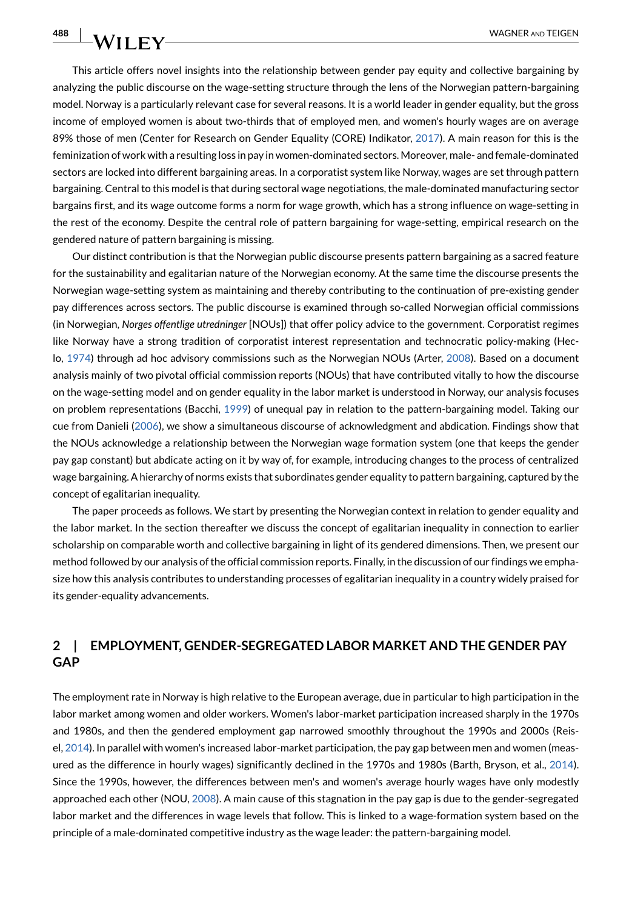This article offers novel insights into the relationship between gender pay equity and collective bargaining by analyzing the public discourse on the wage-setting structure through the lens of the Norwegian pattern-bargaining model. Norway is a particularly relevant case for several reasons. It is a world leader in gender equality, but the gross income of employed women is about two-thirds that of employed men, and women's hourly wages are on average 89% those of men (Center for Research on Gender Equality (CORE) Indikator, 2017). A main reason for this is the feminization of work with a resulting loss in pay in women-dominated sectors. Moreover, male- and female-dominated sectors are locked into different bargaining areas. In a corporatist system like Norway, wages are set through pattern bargaining. Central to this model is that during sectoral wage negotiations, the male-dominated manufacturing sector bargains first, and its wage outcome forms a norm for wage growth, which has a strong influence on wage-setting in the rest of the economy. Despite the central role of pattern bargaining for wage-setting, empirical research on the gendered nature of pattern bargaining is missing.

Our distinct contribution is that the Norwegian public discourse presents pattern bargaining as a sacred feature for the sustainability and egalitarian nature of the Norwegian economy. At the same time the discourse presents the Norwegian wage-setting system as maintaining and thereby contributing to the continuation of pre-existing gender pay differences across sectors. The public discourse is examined through so-called Norwegian official commissions (in Norwegian, *Norges offentlige utredninger* [NOUs]) that offer policy advice to the government. Corporatist regimes like Norway have a strong tradition of corporatist interest representation and technocratic policy-making (Heclo, 1974) through ad hoc advisory commissions such as the Norwegian NOUs (Arter, 2008). Based on a document analysis mainly of two pivotal official commission reports (NOUs) that have contributed vitally to how the discourse on the wage-setting model and on gender equality in the labor market is understood in Norway, our analysis focuses on problem representations (Bacchi, 1999) of unequal pay in relation to the pattern-bargaining model. Taking our cue from Danieli (2006), we show a simultaneous discourse of acknowledgment and abdication. Findings show that the NOUs acknowledge a relationship between the Norwegian wage formation system (one that keeps the gender pay gap constant) but abdicate acting on it by way of, for example, introducing changes to the process of centralized wage bargaining. A hierarchy of norms exists that subordinates gender equality to pattern bargaining, captured by the concept of egalitarian inequality.

The paper proceeds as follows. We start by presenting the Norwegian context in relation to gender equality and the labor market. In the section thereafter we discuss the concept of egalitarian inequality in connection to earlier scholarship on comparable worth and collective bargaining in light of its gendered dimensions. Then, we present our method followed by our analysis of the official commission reports. Finally, in the discussion of our findings we emphasize how this analysis contributes to understanding processes of egalitarian inequality in a country widely praised for its gender-equality advancements.

## 2 | EMPLOYMENT, GENDER-SEGREGATED LABOR MARKET AND THE GENDER PAY GAP

The employment rate in Norway is high relative to the European average, due in particular to high participation in the labor market among women and older workers. Women's labor-market participation increased sharply in the 1970s and 1980s, and then the gendered employment gap narrowed smoothly throughout the 1990s and 2000s (Reisel, 2014). In parallel with women's increased labor-market participation, the pay gap between men and women (measured as the difference in hourly wages) significantly declined in the 1970s and 1980s (Barth, Bryson, et al., 2014). Since the 1990s, however, the differences between men's and women's average hourly wages have only modestly approached each other (NOU, 2008). A main cause of this stagnation in the pay gap is due to the gender-segregated labor market and the differences in wage levels that follow. This is linked to a wage-formation system based on the principle of a male-dominated competitive industry as the wage leader: the pattern-bargaining model.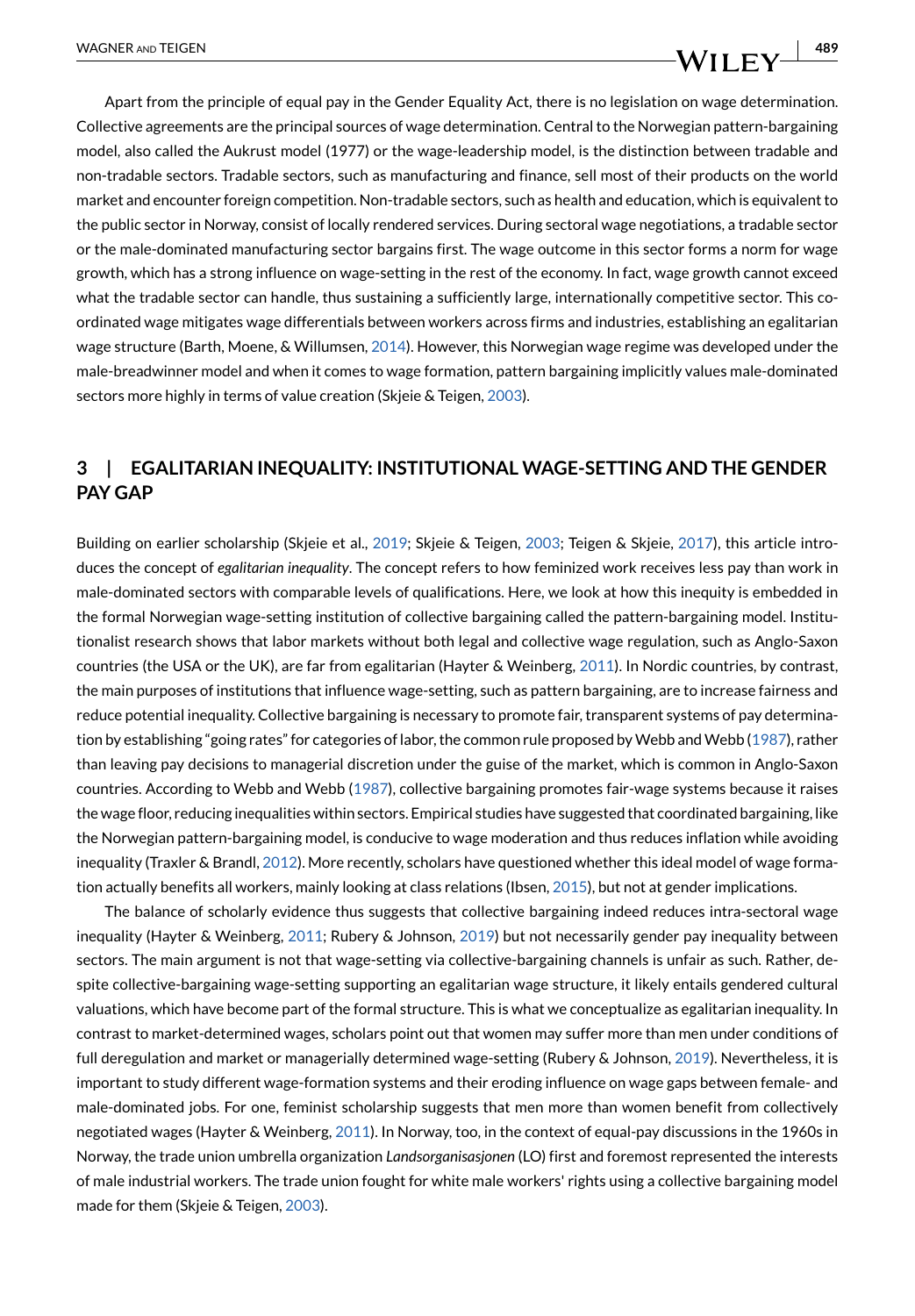Apart from the principle of equal pay in the Gender Equality Act, there is no legislation on wage determination. Collective agreements are the principal sources of wage determination. Central to the Norwegian pattern-bargaining model, also called the Aukrust model (1977) or the wage-leadership model, is the distinction between tradable and non-tradable sectors. Tradable sectors, such as manufacturing and finance, sell most of their products on the world market and encounter foreign competition. Non-tradable sectors, such as health and education, which is equivalent to the public sector in Norway, consist of locally rendered services. During sectoral wage negotiations, a tradable sector or the male-dominated manufacturing sector bargains first. The wage outcome in this sector forms a norm for wage growth, which has a strong influence on wage-setting in the rest of the economy. In fact, wage growth cannot exceed what the tradable sector can handle, thus sustaining a sufficiently large, internationally competitive sector. This coordinated wage mitigates wage differentials between workers across firms and industries, establishing an egalitarian wage structure (Barth, Moene, & Willumsen, 2014). However, this Norwegian wage regime was developed under the male-breadwinner model and when it comes to wage formation, pattern bargaining implicitly values male-dominated sectors more highly in terms of value creation (Skjeie & Teigen, 2003).

## 3 | EGALITARIAN INEQUALITY: INSTITUTIONAL WAGE-SETTING AND THE GENDER PAY GAP

Building on earlier scholarship (Skjeie et al., 2019; Skjeie & Teigen, 2003; Teigen & Skjeie, 2017), this article introduces the concept of *egalitarian inequality*. The concept refers to how feminized work receives less pay than work in male-dominated sectors with comparable levels of qualifications. Here, we look at how this inequity is embedded in the formal Norwegian wage-setting institution of collective bargaining called the pattern-bargaining model. Institutionalist research shows that labor markets without both legal and collective wage regulation, such as Anglo-Saxon countries (the USA or the UK), are far from egalitarian (Hayter & Weinberg, 2011). In Nordic countries, by contrast, the main purposes of institutions that influence wage-setting, such as pattern bargaining, are to increase fairness and reduce potential inequality. Collective bargaining is necessary to promote fair, transparent systems of pay determination by establishing "going rates" for categories of labor, the common rule proposed by Webb and Webb (1987), rather than leaving pay decisions to managerial discretion under the guise of the market, which is common in Anglo-Saxon countries. According to Webb and Webb (1987), collective bargaining promotes fair-wage systems because it raises the wage floor, reducing inequalities within sectors. Empirical studies have suggested that coordinated bargaining, like the Norwegian pattern-bargaining model, is conducive to wage moderation and thus reduces inflation while avoiding inequality (Traxler & Brandl, 2012). More recently, scholars have questioned whether this ideal model of wage formation actually benefits all workers, mainly looking at class relations (Ibsen, 2015), but not at gender implications.

The balance of scholarly evidence thus suggests that collective bargaining indeed reduces intra-sectoral wage inequality (Hayter & Weinberg, 2011; Rubery & Johnson, 2019) but not necessarily gender pay inequality between sectors. The main argument is not that wage-setting via collective-bargaining channels is unfair as such. Rather, despite collective-bargaining wage-setting supporting an egalitarian wage structure, it likely entails gendered cultural valuations, which have become part of the formal structure. This is what we conceptualize as egalitarian inequality. In contrast to market-determined wages, scholars point out that women may suffer more than men under conditions of full deregulation and market or managerially determined wage-setting (Rubery & Johnson, 2019). Nevertheless, it is important to study different wage-formation systems and their eroding influence on wage gaps between female- and male-dominated jobs. For one, feminist scholarship suggests that men more than women benefit from collectively negotiated wages (Hayter & Weinberg, 2011). In Norway, too, in the context of equal-pay discussions in the 1960s in Norway, the trade union umbrella organization *Landsorganisasjonen* (LO) first and foremost represented the interests of male industrial workers. The trade union fought for white male workers' rights using a collective bargaining model made for them (Skjeie & Teigen, 2003).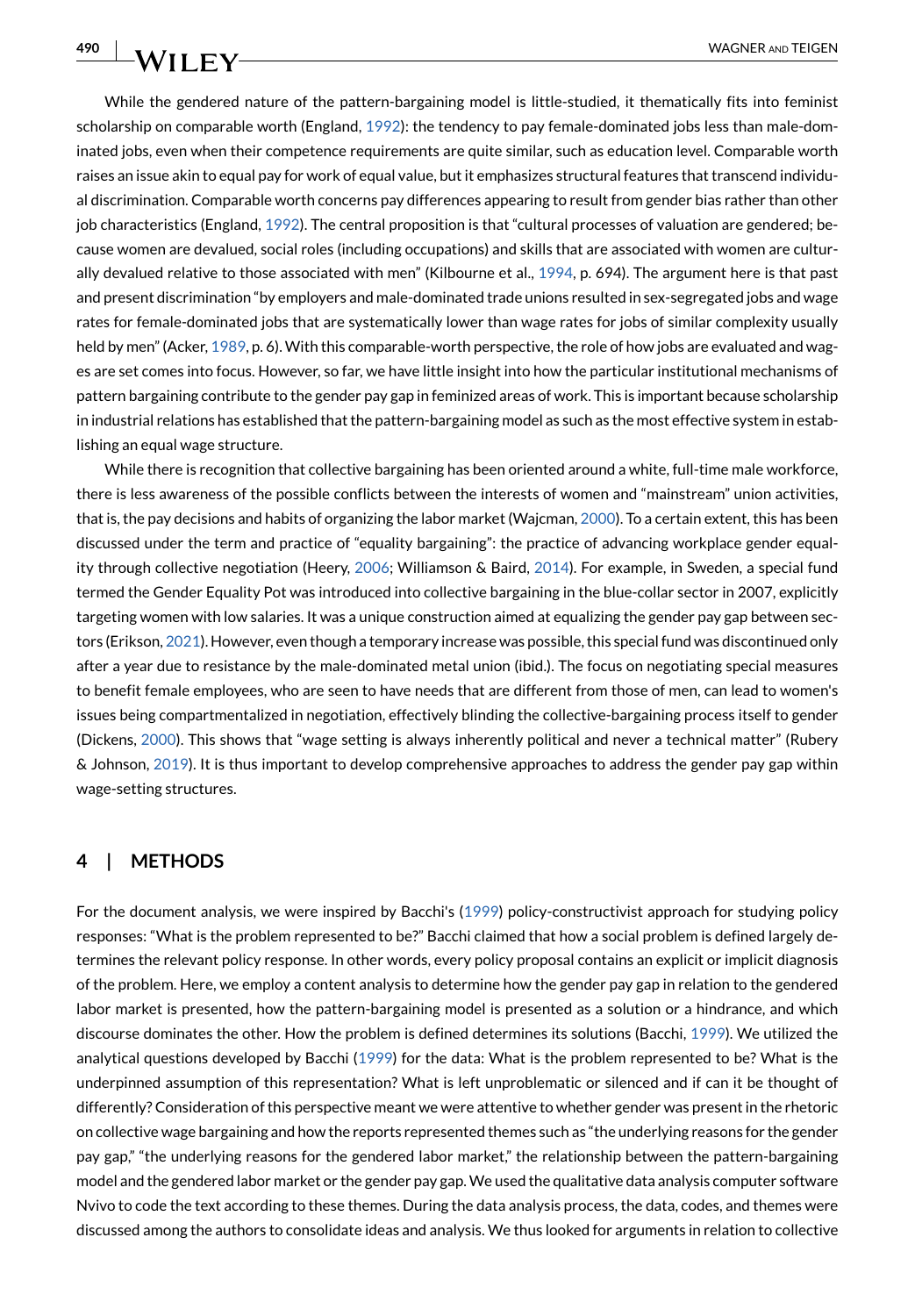While the gendered nature of the pattern-bargaining model is little-studied, it thematically fits into feminist scholarship on comparable worth (England, 1992): the tendency to pay female-dominated jobs less than male-dominated jobs, even when their competence requirements are quite similar, such as education level. Comparable worth raises an issue akin to equal pay for work of equal value, but it emphasizes structural features that transcend individual discrimination. Comparable worth concerns pay differences appearing to result from gender bias rather than other job characteristics (England, 1992). The central proposition is that "cultural processes of valuation are gendered; because women are devalued, social roles (including occupations) and skills that are associated with women are culturally devalued relative to those associated with men" (Kilbourne et al., 1994, p. 694). The argument here is that past and present discrimination "by employers and male-dominated trade unions resulted in sex-segregated jobs and wage rates for female-dominated jobs that are systematically lower than wage rates for jobs of similar complexity usually held by men" (Acker, 1989, p. 6). With this comparable-worth perspective, the role of how jobs are evaluated and wages are set comes into focus. However, so far, we have little insight into how the particular institutional mechanisms of pattern bargaining contribute to the gender pay gap in feminized areas of work. This is important because scholarship in industrial relations has established that the pattern-bargaining model as such as the most effective system in establishing an equal wage structure.

While there is recognition that collective bargaining has been oriented around a white, full-time male workforce, there is less awareness of the possible conflicts between the interests of women and "mainstream" union activities, that is, the pay decisions and habits of organizing the labor market (Wajcman, 2000). To a certain extent, this has been discussed under the term and practice of "equality bargaining": the practice of advancing workplace gender equality through collective negotiation (Heery, 2006; Williamson & Baird, 2014). For example, in Sweden, a special fund termed the Gender Equality Pot was introduced into collective bargaining in the blue-collar sector in 2007, explicitly targeting women with low salaries. It was a unique construction aimed at equalizing the gender pay gap between sectors (Erikson, 2021). However, even though a temporary increase was possible, this special fund was discontinued only after a year due to resistance by the male-dominated metal union (ibid.). The focus on negotiating special measures to benefit female employees, who are seen to have needs that are different from those of men, can lead to women's issues being compartmentalized in negotiation, effectively blinding the collective-bargaining process itself to gender (Dickens, 2000). This shows that "wage setting is always inherently political and never a technical matter" (Rubery & Johnson, 2019). It is thus important to develop comprehensive approaches to address the gender pay gap within wage-setting structures.

## 4 | METHODS

For the document analysis, we were inspired by Bacchi's (1999) policy-constructivist approach for studying policy responses: "What is the problem represented to be?" Bacchi claimed that how a social problem is defined largely determines the relevant policy response. In other words, every policy proposal contains an explicit or implicit diagnosis of the problem. Here, we employ a content analysis to determine how the gender pay gap in relation to the gendered labor market is presented, how the pattern-bargaining model is presented as a solution or a hindrance, and which discourse dominates the other. How the problem is defined determines its solutions (Bacchi, 1999). We utilized the analytical questions developed by Bacchi (1999) for the data: What is the problem represented to be? What is the underpinned assumption of this representation? What is left unproblematic or silenced and if can it be thought of differently? Consideration of this perspective meant we were attentive to whether gender was present in the rhetoric on collective wage bargaining and how the reports represented themes such as "the underlying reasons for the gender pay gap," "the underlying reasons for the gendered labor market," the relationship between the pattern-bargaining model and the gendered labor market or the gender pay gap. We used the qualitative data analysis computer software Nvivo to code the text according to these themes. During the data analysis process, the data, codes, and themes were discussed among the authors to consolidate ideas and analysis. We thus looked for arguments in relation to collective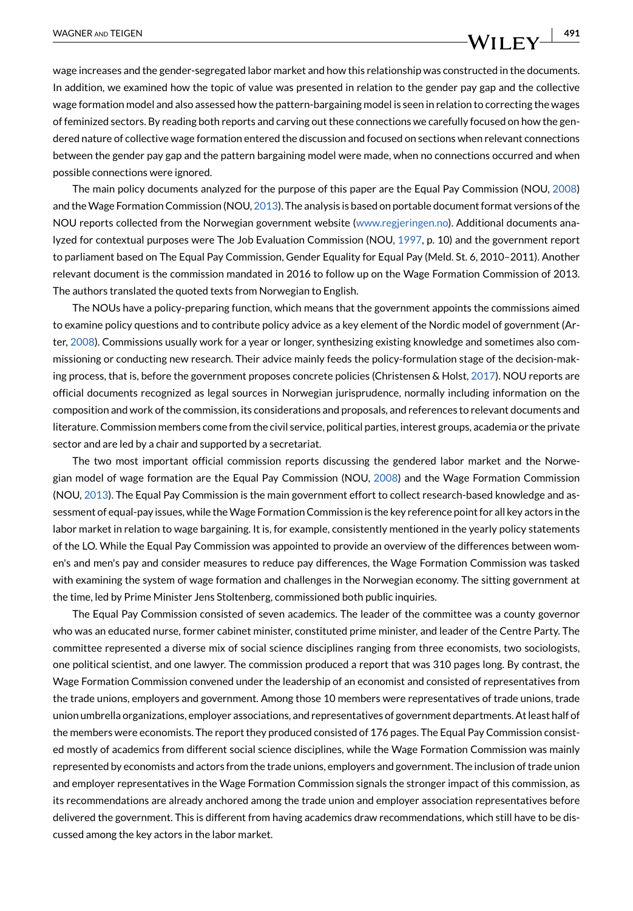wage increases and the gender-segregated labor market and how this relationship was constructed in the documents. In addition, we examined how the topic of value was presented in relation to the gender pay gap and the collective wage formation model and also assessed how the pattern-bargaining model is seen in relation to correcting the wages of feminized sectors. By reading both reports and carving out these connections we carefully focused on how the gendered nature of collective wage formation entered the discussion and focused on sections when relevant connections between the gender pay gap and the pattern bargaining model were made, when no connections occurred and when possible connections were ignored.

The main policy documents analyzed for the purpose of this paper are the Equal Pay Commission (NOU, 2008) and the Wage Formation Commission (NOU, 2013). The analysis is based on portable document format versions of the NOU reports collected from the Norwegian government website (www.regjeringen.no). Additional documents analyzed for contextual purposes were The Job Evaluation Commission (NOU, 1997, p. 10) and the government report to parliament based on The Equal Pay Commission, Gender Equality for Equal Pay (Meld. St. 6, 2010–2011). Another relevant document is the commission mandated in 2016 to follow up on the Wage Formation Commission of 2013. The authors translated the quoted texts from Norwegian to English.

The NOUs have a policy-preparing function, which means that the government appoints the commissions aimed to examine policy questions and to contribute policy advice as a key element of the Nordic model of government (Arter, 2008). Commissions usually work for a year or longer, synthesizing existing knowledge and sometimes also commissioning or conducting new research. Their advice mainly feeds the policy-formulation stage of the decision-making process, that is, before the government proposes concrete policies (Christensen & Holst, 2017). NOU reports are official documents recognized as legal sources in Norwegian jurisprudence, normally including information on the composition and work of the commission, its considerations and proposals, and references to relevant documents and literature. Commission members come from the civil service, political parties, interest groups, academia or the private sector and are led by a chair and supported by a secretariat.

The two most important official commission reports discussing the gendered labor market and the Norwegian model of wage formation are the Equal Pay Commission (NOU, 2008) and the Wage Formation Commission (NOU, 2013). The Equal Pay Commission is the main government effort to collect research-based knowledge and assessment of equal-pay issues, while the Wage Formation Commission is the key reference point for all key actors in the labor market in relation to wage bargaining. It is, for example, consistently mentioned in the yearly policy statements of the LO. While the Equal Pay Commission was appointed to provide an overview of the differences between women's and men's pay and consider measures to reduce pay differences, the Wage Formation Commission was tasked with examining the system of wage formation and challenges in the Norwegian economy. The sitting government at the time, led by Prime Minister Jens Stoltenberg, commissioned both public inquiries.

The Equal Pay Commission consisted of seven academics. The leader of the committee was a county governor who was an educated nurse, former cabinet minister, constituted prime minister, and leader of the Centre Party. The committee represented a diverse mix of social science disciplines ranging from three economists, two sociologists, one political scientist, and one lawyer. The commission produced a report that was 310 pages long. By contrast, the Wage Formation Commission convened under the leadership of an economist and consisted of representatives from the trade unions, employers and government. Among those 10 members were representatives of trade unions, trade union umbrella organizations, employer associations, and representatives of government departments. At least half of the members were economists. The report they produced consisted of 176 pages. The Equal Pay Commission consisted mostly of academics from different social science disciplines, while the Wage Formation Commission was mainly represented by economists and actors from the trade unions, employers and government. The inclusion of trade union and employer representatives in the Wage Formation Commission signals the stronger impact of this commission, as its recommendations are already anchored among the trade union and employer association representatives before delivered the government. This is different from having academics draw recommendations, which still have to be discussed among the key actors in the labor market.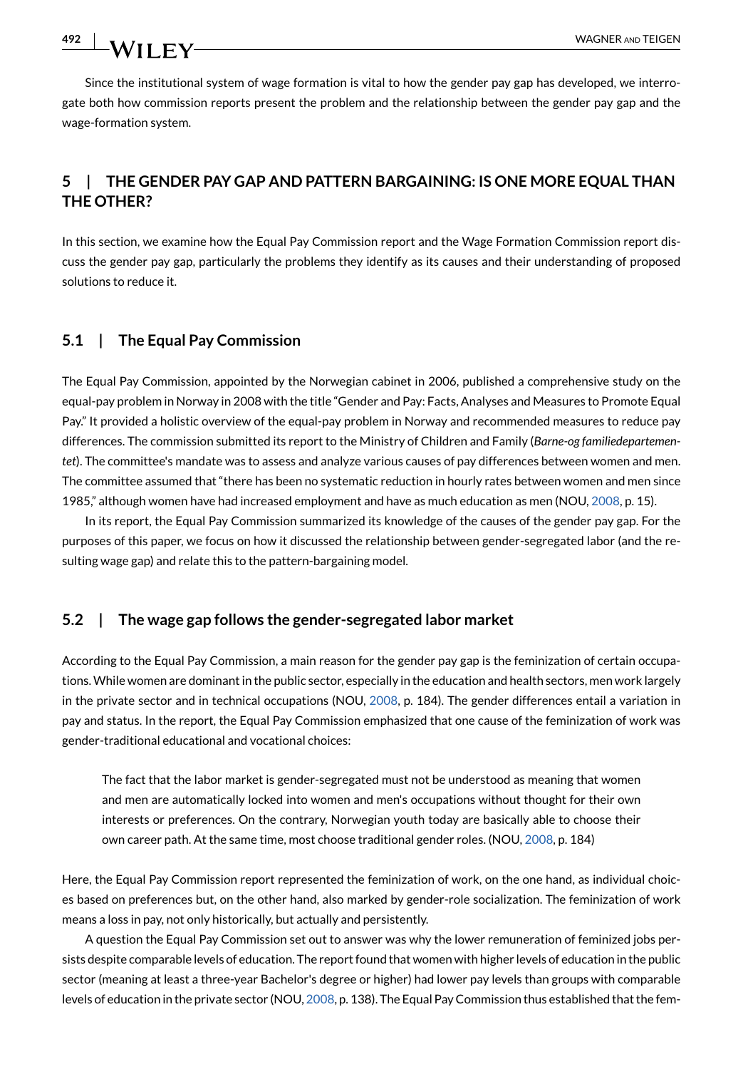Since the institutional system of wage formation is vital to how the gender pay gap has developed, we interrogate both how commission reports present the problem and the relationship between the gender pay gap and the wage-formation system.

## 5 | THE GENDER PAY GAP AND PATTERN BARGAINING: IS ONE MORE EQUAL THAN THE OTHER?

In this section, we examine how the Equal Pay Commission report and the Wage Formation Commission report discuss the gender pay gap, particularly the problems they identify as its causes and their understanding of proposed solutions to reduce it.

### 5.1 | The Equal Pay Commission

The Equal Pay Commission, appointed by the Norwegian cabinet in 2006, published a comprehensive study on the equal-pay problem in Norway in 2008 with the title "Gender and Pay: Facts, Analyses and Measures to Promote Equal Pay." It provided a holistic overview of the equal-pay problem in Norway and recommended measures to reduce pay differences. The commission submitted its report to the Ministry of Children and Family (*Barne-og familiedepartementet*). The committee's mandate was to assess and analyze various causes of pay differences between women and men. The committee assumed that "there has been no systematic reduction in hourly rates between women and men since 1985," although women have had increased employment and have as much education as men (NOU, 2008, p. 15).

In its report, the Equal Pay Commission summarized its knowledge of the causes of the gender pay gap. For the purposes of this paper, we focus on how it discussed the relationship between gender-segregated labor (and the resulting wage gap) and relate this to the pattern-bargaining model.

### 5.2 | The wage gap follows the gender-segregated labor market

According to the Equal Pay Commission, a main reason for the gender pay gap is the feminization of certain occupations. While women are dominant in the public sector, especially in the education and health sectors, men work largely in the private sector and in technical occupations (NOU, 2008, p. 184). The gender differences entail a variation in pay and status. In the report, the Equal Pay Commission emphasized that one cause of the feminization of work was gender-traditional educational and vocational choices:

> The fact that the labor market is gender-segregated must not be understood as meaning that women and men are automatically locked into women and men's occupations without thought for their own interests or preferences. On the contrary, Norwegian youth today are basically able to choose their own career path. At the same time, most choose traditional gender roles. (NOU, 2008, p. 184)

Here, the Equal Pay Commission report represented the feminization of work, on the one hand, as individual choices based on preferences but, on the other hand, also marked by gender-role socialization. The feminization of work means a loss in pay, not only historically, but actually and persistently.

A question the Equal Pay Commission set out to answer was why the lower remuneration of feminized jobs persists despite comparable levels of education. The report found that women with higher levels of education in the public sector (meaning at least a three-year Bachelor's degree or higher) had lower pay levels than groups with comparable levels of education in the private sector (NOU, 2008, p. 138). The Equal Pay Commission thus established that the fem-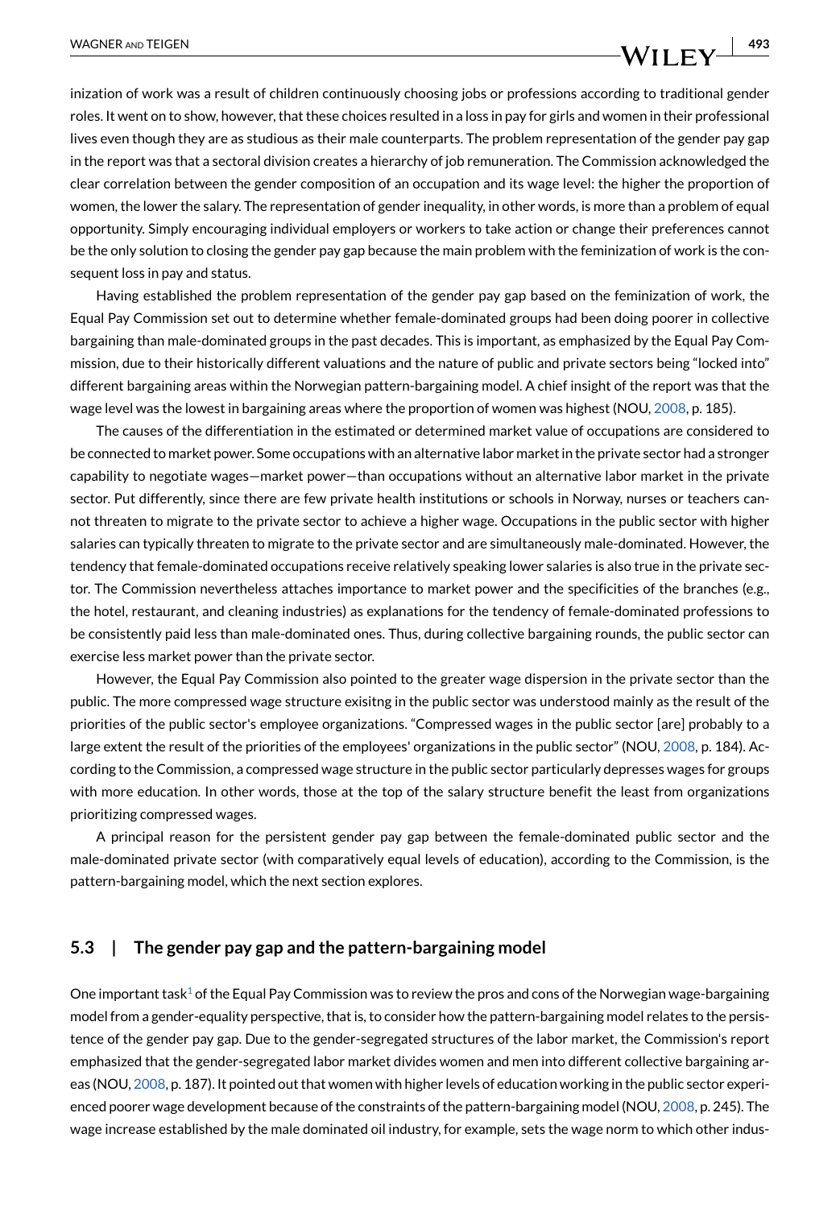inization of work was a result of children continuously choosing jobs or professions according to traditional gender roles. It went on to show, however, that these choices resulted in a loss in pay for girls and women in their professional lives even though they are as studious as their male counterparts. The problem representation of the gender pay gap in the report was that a sectoral division creates a hierarchy of job remuneration. The Commission acknowledged the clear correlation between the gender composition of an occupation and its wage level: the higher the proportion of women, the lower the salary. The representation of gender inequality, in other words, is more than a problem of equal opportunity. Simply encouraging individual employers or workers to take action or change their preferences cannot be the only solution to closing the gender pay gap because the main problem with the feminization of work is the consequent loss in pay and status.

Having established the problem representation of the gender pay gap based on the feminization of work, the Equal Pay Commission set out to determine whether female-dominated groups had been doing poorer in collective bargaining than male-dominated groups in the past decades. This is important, as emphasized by the Equal Pay Commission, due to their historically different valuations and the nature of public and private sectors being "locked into" different bargaining areas within the Norwegian pattern-bargaining model. A chief insight of the report was that the wage level was the lowest in bargaining areas where the proportion of women was highest (NOU, 2008, p. 185).

The causes of the differentiation in the estimated or determined market value of occupations are considered to be connected to market power. Some occupations with an alternative labor market in the private sector had a stronger capability to negotiate wages—market power—than occupations without an alternative labor market in the private sector. Put differently, since there are few private health institutions or schools in Norway, nurses or teachers cannot threaten to migrate to the private sector to achieve a higher wage. Occupations in the public sector with higher salaries can typically threaten to migrate to the private sector and are simultaneously male-dominated. However, the tendency that female-dominated occupations receive relatively speaking lower salaries is also true in the private sector. The Commission nevertheless attaches importance to market power and the specificities of the branches (e.g., the hotel, restaurant, and cleaning industries) as explanations for the tendency of female-dominated professions to be consistently paid less than male-dominated ones. Thus, during collective bargaining rounds, the public sector can exercise less market power than the private sector.

However, the Equal Pay Commission also pointed to the greater wage dispersion in the private sector than the public. The more compressed wage structure exisitng in the public sector was understood mainly as the result of the priorities of the public sector's employee organizations. "Compressed wages in the public sector [are] probably to a large extent the result of the priorities of the employees' organizations in the public sector" (NOU, 2008, p. 184). According to the Commission, a compressed wage structure in the public sector particularly depresses wages for groups with more education. In other words, those at the top of the salary structure benefit the least from organizations prioritizing compressed wages.

A principal reason for the persistent gender pay gap between the female-dominated public sector and the male-dominated private sector (with comparatively equal levels of education), according to the Commission, is the pattern-bargaining model, which the next section explores.

### 5.3 | The gender pay gap and the pattern-bargaining model

One important task[1] of the Equal Pay Commission was to review the pros and cons of the Norwegian wage-bargaining model from a gender-equality perspective, that is, to consider how the pattern-bargaining model relates to the persistence of the gender pay gap. Due to the gender-segregated structures of the labor market, the Commission's report emphasized that the gender-segregated labor market divides women and men into different collective bargaining areas (NOU, 2008, p. 187). It pointed out that women with higher levels of education working in the public sector experienced poorer wage development because of the constraints of the pattern-bargaining model (NOU, 2008, p. 245). The wage increase established by the male dominated oil industry, for example, sets the wage norm to which other indus-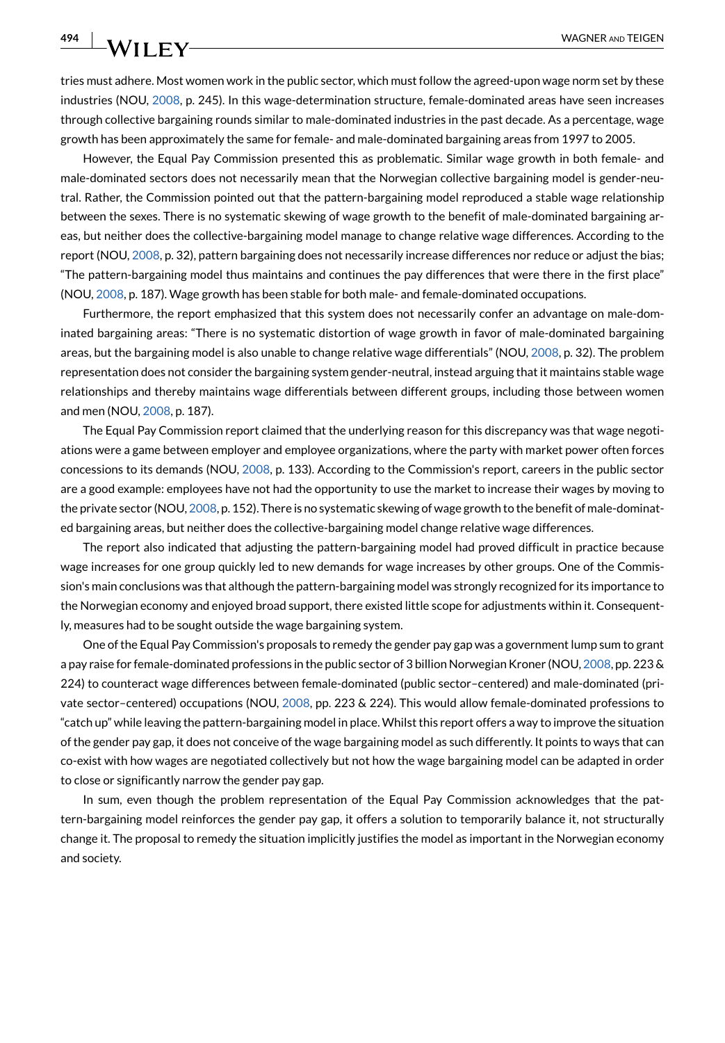tries must adhere. Most women work in the public sector, which must follow the agreed-upon wage norm set by these industries (NOU, 2008, p. 245). In this wage-determination structure, female-dominated areas have seen increases through collective bargaining rounds similar to male-dominated industries in the past decade. As a percentage, wage growth has been approximately the same for female- and male-dominated bargaining areas from 1997 to 2005.

However, the Equal Pay Commission presented this as problematic. Similar wage growth in both female- and male-dominated sectors does not necessarily mean that the Norwegian collective bargaining model is gender-neutral. Rather, the Commission pointed out that the pattern-bargaining model reproduced a stable wage relationship between the sexes. There is no systematic skewing of wage growth to the benefit of male-dominated bargaining areas, but neither does the collective-bargaining model manage to change relative wage differences. According to the report (NOU, 2008, p. 32), pattern bargaining does not necessarily increase differences nor reduce or adjust the bias; "The pattern-bargaining model thus maintains and continues the pay differences that were there in the first place" (NOU, 2008, p. 187). Wage growth has been stable for both male- and female-dominated occupations.

Furthermore, the report emphasized that this system does not necessarily confer an advantage on male-dominated bargaining areas: "There is no systematic distortion of wage growth in favor of male-dominated bargaining areas, but the bargaining model is also unable to change relative wage differentials" (NOU, 2008, p. 32). The problem representation does not consider the bargaining system gender-neutral, instead arguing that it maintains stable wage relationships and thereby maintains wage differentials between different groups, including those between women and men (NOU, 2008, p. 187).

The Equal Pay Commission report claimed that the underlying reason for this discrepancy was that wage negotiations were a game between employer and employee organizations, where the party with market power often forces concessions to its demands (NOU, 2008, p. 133). According to the Commission's report, careers in the public sector are a good example: employees have not had the opportunity to use the market to increase their wages by moving to the private sector (NOU, 2008, p. 152). There is no systematic skewing of wage growth to the benefit of male-dominated bargaining areas, but neither does the collective-bargaining model change relative wage differences.

The report also indicated that adjusting the pattern-bargaining model had proved difficult in practice because wage increases for one group quickly led to new demands for wage increases by other groups. One of the Commission's main conclusions was that although the pattern-bargaining model was strongly recognized for its importance to the Norwegian economy and enjoyed broad support, there existed little scope for adjustments within it. Consequently, measures had to be sought outside the wage bargaining system.

One of the Equal Pay Commission's proposals to remedy the gender pay gap was a government lump sum to grant a pay raise for female-dominated professions in the public sector of 3 billion Norwegian Kroner (NOU, 2008, pp. 223 & 224) to counteract wage differences between female-dominated (public sector–centered) and male-dominated (private sector–centered) occupations (NOU, 2008, pp. 223 & 224). This would allow female-dominated professions to "catch up" while leaving the pattern-bargaining model in place. Whilst this report offers a way to improve the situation of the gender pay gap, it does not conceive of the wage bargaining model as such differently. It points to ways that can co-exist with how wages are negotiated collectively but not how the wage bargaining model can be adapted in order to close or significantly narrow the gender pay gap.

In sum, even though the problem representation of the Equal Pay Commission acknowledges that the pattern-bargaining model reinforces the gender pay gap, it offers a solution to temporarily balance it, not structurally change it. The proposal to remedy the situation implicitly justifies the model as important in the Norwegian economy and society.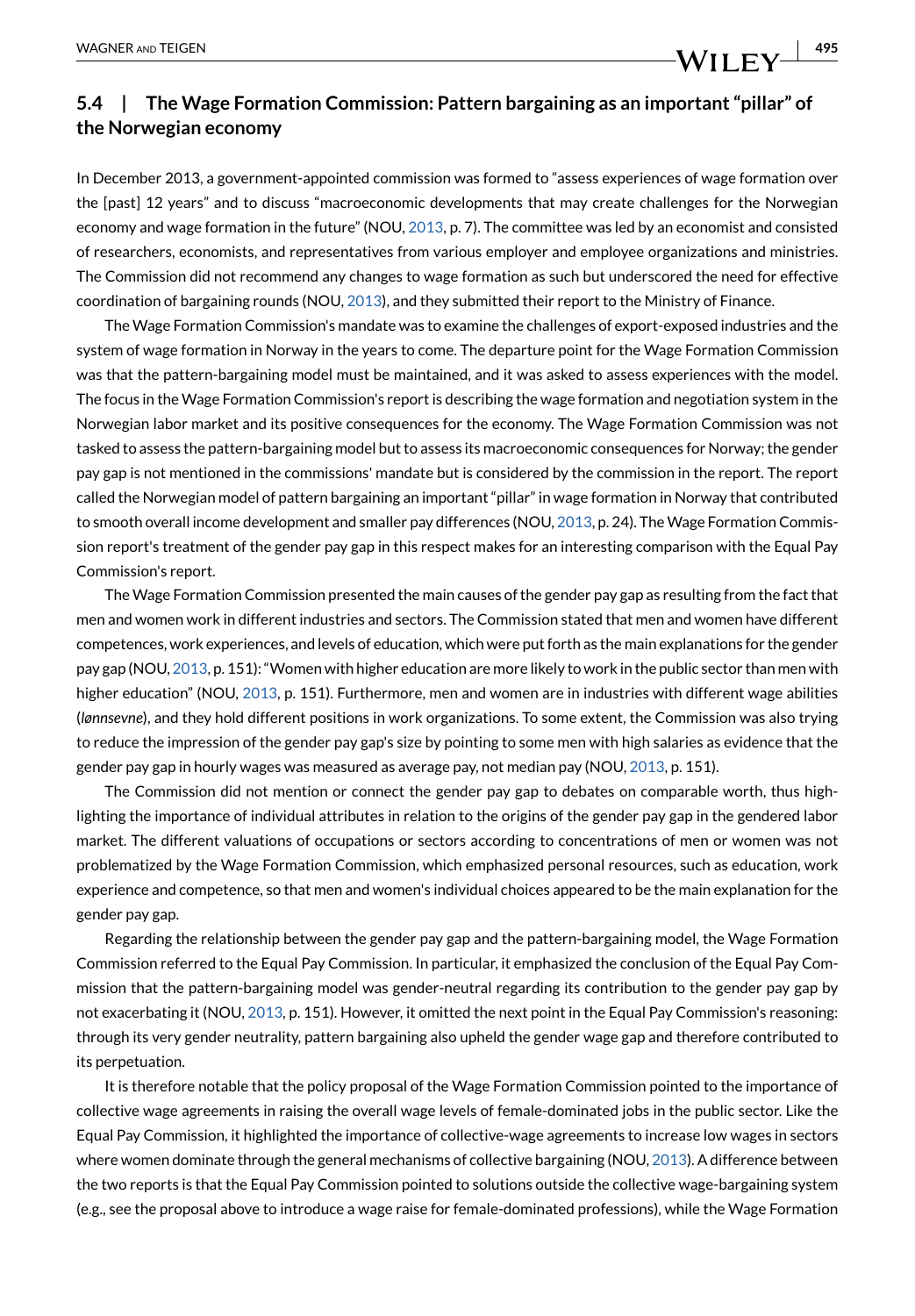### 5.4 | The Wage Formation Commission: Pattern bargaining as an important "pillar" of the Norwegian economy

In December 2013, a government-appointed commission was formed to "assess experiences of wage formation over the [past] 12 years" and to discuss "macroeconomic developments that may create challenges for the Norwegian economy and wage formation in the future" (NOU, 2013, p. 7). The committee was led by an economist and consisted of researchers, economists, and representatives from various employer and employee organizations and ministries. The Commission did not recommend any changes to wage formation as such but underscored the need for effective coordination of bargaining rounds (NOU, 2013), and they submitted their report to the Ministry of Finance.

The Wage Formation Commission's mandate was to examine the challenges of export-exposed industries and the system of wage formation in Norway in the years to come. The departure point for the Wage Formation Commission was that the pattern-bargaining model must be maintained, and it was asked to assess experiences with the model. The focus in the Wage Formation Commission's report is describing the wage formation and negotiation system in the Norwegian labor market and its positive consequences for the economy. The Wage Formation Commission was not tasked to assess the pattern-bargaining model but to assess its macroeconomic consequences for Norway; the gender pay gap is not mentioned in the commissions' mandate but is considered by the commission in the report. The report called the Norwegian model of pattern bargaining an important "pillar" in wage formation in Norway that contributed to smooth overall income development and smaller pay differences (NOU, 2013, p. 24). The Wage Formation Commission report's treatment of the gender pay gap in this respect makes for an interesting comparison with the Equal Pay Commission's report.

The Wage Formation Commission presented the main causes of the gender pay gap as resulting from the fact that men and women work in different industries and sectors. The Commission stated that men and women have different competences, work experiences, and levels of education, which were put forth as the main explanations for the gender pay gap (NOU, 2013, p. 151): "Women with higher education are more likely to work in the public sector than men with higher education" (NOU, 2013, p. 151). Furthermore, men and women are in industries with different wage abilities (*lønnsevne*), and they hold different positions in work organizations. To some extent, the Commission was also trying to reduce the impression of the gender pay gap's size by pointing to some men with high salaries as evidence that the gender pay gap in hourly wages was measured as average pay, not median pay (NOU, 2013, p. 151).

The Commission did not mention or connect the gender pay gap to debates on comparable worth, thus highlighting the importance of individual attributes in relation to the origins of the gender pay gap in the gendered labor market. The different valuations of occupations or sectors according to concentrations of men or women was not problematized by the Wage Formation Commission, which emphasized personal resources, such as education, work experience and competence, so that men and women's individual choices appeared to be the main explanation for the gender pay gap.

Regarding the relationship between the gender pay gap and the pattern-bargaining model, the Wage Formation Commission referred to the Equal Pay Commission. In particular, it emphasized the conclusion of the Equal Pay Commission that the pattern-bargaining model was gender-neutral regarding its contribution to the gender pay gap by not exacerbating it (NOU, 2013, p. 151). However, it omitted the next point in the Equal Pay Commission's reasoning: through its very gender neutrality, pattern bargaining also upheld the gender wage gap and therefore contributed to its perpetuation.

It is therefore notable that the policy proposal of the Wage Formation Commission pointed to the importance of collective wage agreements in raising the overall wage levels of female-dominated jobs in the public sector. Like the Equal Pay Commission, it highlighted the importance of collective-wage agreements to increase low wages in sectors where women dominate through the general mechanisms of collective bargaining (NOU, 2013). A difference between the two reports is that the Equal Pay Commission pointed to solutions outside the collective wage-bargaining system (e.g., see the proposal above to introduce a wage raise for female-dominated professions), while the Wage Formation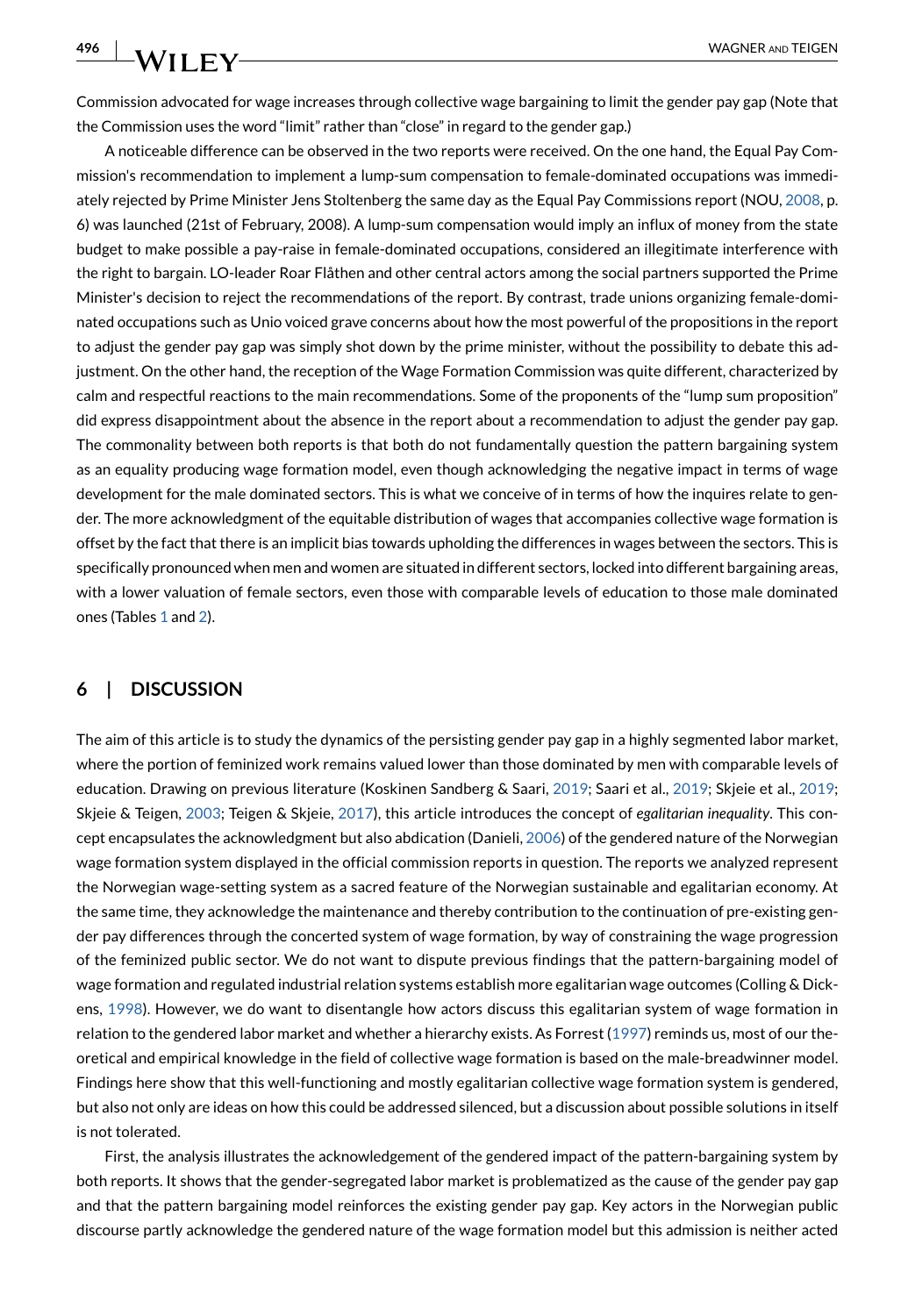Commission advocated for wage increases through collective wage bargaining to limit the gender pay gap (Note that the Commission uses the word "limit" rather than "close" in regard to the gender gap.)

A noticeable difference can be observed in the two reports were received. On the one hand, the Equal Pay Commission's recommendation to implement a lump-sum compensation to female-dominated occupations was immediately rejected by Prime Minister Jens Stoltenberg the same day as the Equal Pay Commissions report (NOU, 2008, p. 6) was launched (21st of February, 2008). A lump-sum compensation would imply an influx of money from the state budget to make possible a pay-raise in female-dominated occupations, considered an illegitimate interference with the right to bargain. LO-leader Roar Flåthen and other central actors among the social partners supported the Prime Minister's decision to reject the recommendations of the report. By contrast, trade unions organizing female-dominated occupations such as Unio voiced grave concerns about how the most powerful of the propositions in the report to adjust the gender pay gap was simply shot down by the prime minister, without the possibility to debate this adjustment. On the other hand, the reception of the Wage Formation Commission was quite different, characterized by calm and respectful reactions to the main recommendations. Some of the proponents of the "lump sum proposition" did express disappointment about the absence in the report about a recommendation to adjust the gender pay gap. The commonality between both reports is that both do not fundamentally question the pattern bargaining system as an equality producing wage formation model, even though acknowledging the negative impact in terms of wage development for the male dominated sectors. This is what we conceive of in terms of how the inquires relate to gender. The more acknowledgment of the equitable distribution of wages that accompanies collective wage formation is offset by the fact that there is an implicit bias towards upholding the differences in wages between the sectors. This is specifically pronounced when men and women are situated in different sectors, locked into different bargaining areas, with a lower valuation of female sectors, even those with comparable levels of education to those male dominated ones (Tables 1 and 2).

## 6 | DISCUSSION

The aim of this article is to study the dynamics of the persisting gender pay gap in a highly segmented labor market, where the portion of feminized work remains valued lower than those dominated by men with comparable levels of education. Drawing on previous literature (Koskinen Sandberg & Saari, 2019; Saari et al., 2019; Skjeie et al., 2019; Skjeie & Teigen, 2003; Teigen & Skjeie, 2017), this article introduces the concept of *egalitarian inequality*. This concept encapsulates the acknowledgment but also abdication (Danieli, 2006) of the gendered nature of the Norwegian wage formation system displayed in the official commission reports in question. The reports we analyzed represent the Norwegian wage-setting system as a sacred feature of the Norwegian sustainable and egalitarian economy. At the same time, they acknowledge the maintenance and thereby contribution to the continuation of pre-existing gender pay differences through the concerted system of wage formation, by way of constraining the wage progression of the feminized public sector. We do not want to dispute previous findings that the pattern-bargaining model of wage formation and regulated industrial relation systems establish more egalitarian wage outcomes (Colling & Dickens, 1998). However, we do want to disentangle how actors discuss this egalitarian system of wage formation in relation to the gendered labor market and whether a hierarchy exists. As Forrest (1997) reminds us, most of our theoretical and empirical knowledge in the field of collective wage formation is based on the male-breadwinner model. Findings here show that this well-functioning and mostly egalitarian collective wage formation system is gendered, but also not only are ideas on how this could be addressed silenced, but a discussion about possible solutions in itself is not tolerated.

First, the analysis illustrates the acknowledgement of the gendered impact of the pattern-bargaining system by both reports. It shows that the gender-segregated labor market is problematized as the cause of the gender pay gap and that the pattern bargaining model reinforces the existing gender pay gap. Key actors in the Norwegian public discourse partly acknowledge the gendered nature of the wage formation model but this admission is neither acted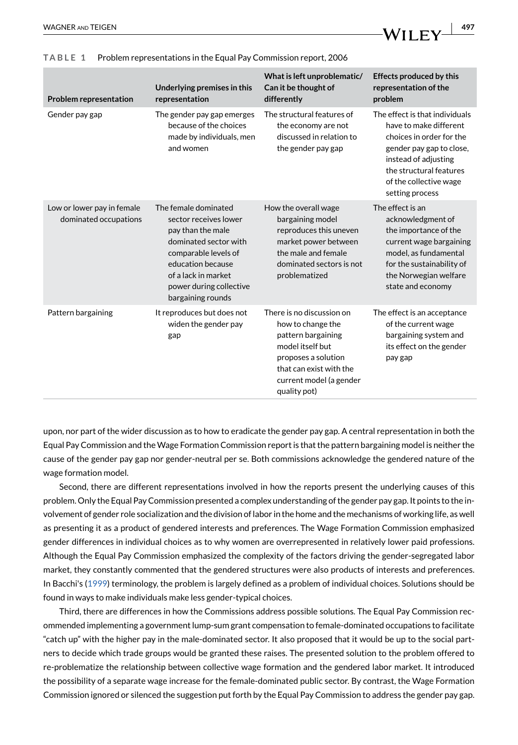**TABLE 1** Problem representations in the Equal Pay Commission report, 2006

| Problem representation | Underlying premises in this representation | What is left unproblematic/ Can it be thought of differently | Effects produced by this representation of the problem |
|---|---|---|---|
| Gender pay gap | The gender pay gap emerges because of the choices made by individuals, men and women | The structural features of the economy are not discussed in relation to the gender pay gap | The effect is that individuals have to make different choices in order for the gender pay gap to close, instead of adjusting the structural features of the collective wage setting process |
| Low or lower pay in female dominated occupations | The female dominated sector receives lower pay than the male dominated sector with comparable levels of education because of a lack in market power during collective bargaining rounds | How the overall wage bargaining model reproduces this uneven market power between the male and female dominated sectors is not problematized | The effect is an acknowledgment of the importance of the current wage bargaining model, as fundamental for the sustainability of the Norwegian welfare state and economy |
| Pattern bargaining | It reproduces but does not widen the gender pay gap | There is no discussion on how to change the pattern bargaining model itself but proposes a solution that can exist with the current model (a gender quality pot) | The effect is an acceptance of the current wage bargaining system and its effect on the gender pay gap |

upon, nor part of the wider discussion as to how to eradicate the gender pay gap. A central representation in both the Equal Pay Commission and the Wage Formation Commission report is that the pattern bargaining model is neither the cause of the gender pay gap nor gender-neutral per se. Both commissions acknowledge the gendered nature of the wage formation model.

Second, there are different representations involved in how the reports present the underlying causes of this problem. Only the Equal Pay Commission presented a complex understanding of the gender pay gap. It points to the involvement of gender role socialization and the division of labor in the home and the mechanisms of working life, as well as presenting it as a product of gendered interests and preferences. The Wage Formation Commission emphasized gender differences in individual choices as to why women are overrepresented in relatively lower paid professions. Although the Equal Pay Commission emphasized the complexity of the factors driving the gender-segregated labor market, they constantly commented that the gendered structures were also products of interests and preferences. In Bacchi's (1999) terminology, the problem is largely defined as a problem of individual choices. Solutions should be found in ways to make individuals make less gender-typical choices.

Third, there are differences in how the Commissions address possible solutions. The Equal Pay Commission recommended implementing a government lump-sum grant compensation to female-dominated occupations to facilitate "catch up" with the higher pay in the male-dominated sector. It also proposed that it would be up to the social partners to decide which trade groups would be granted these raises. The presented solution to the problem offered to re-problematize the relationship between collective wage formation and the gendered labor market. It introduced the possibility of a separate wage increase for the female-dominated public sector. By contrast, the Wage Formation Commission ignored or silenced the suggestion put forth by the Equal Pay Commission to address the gender pay gap.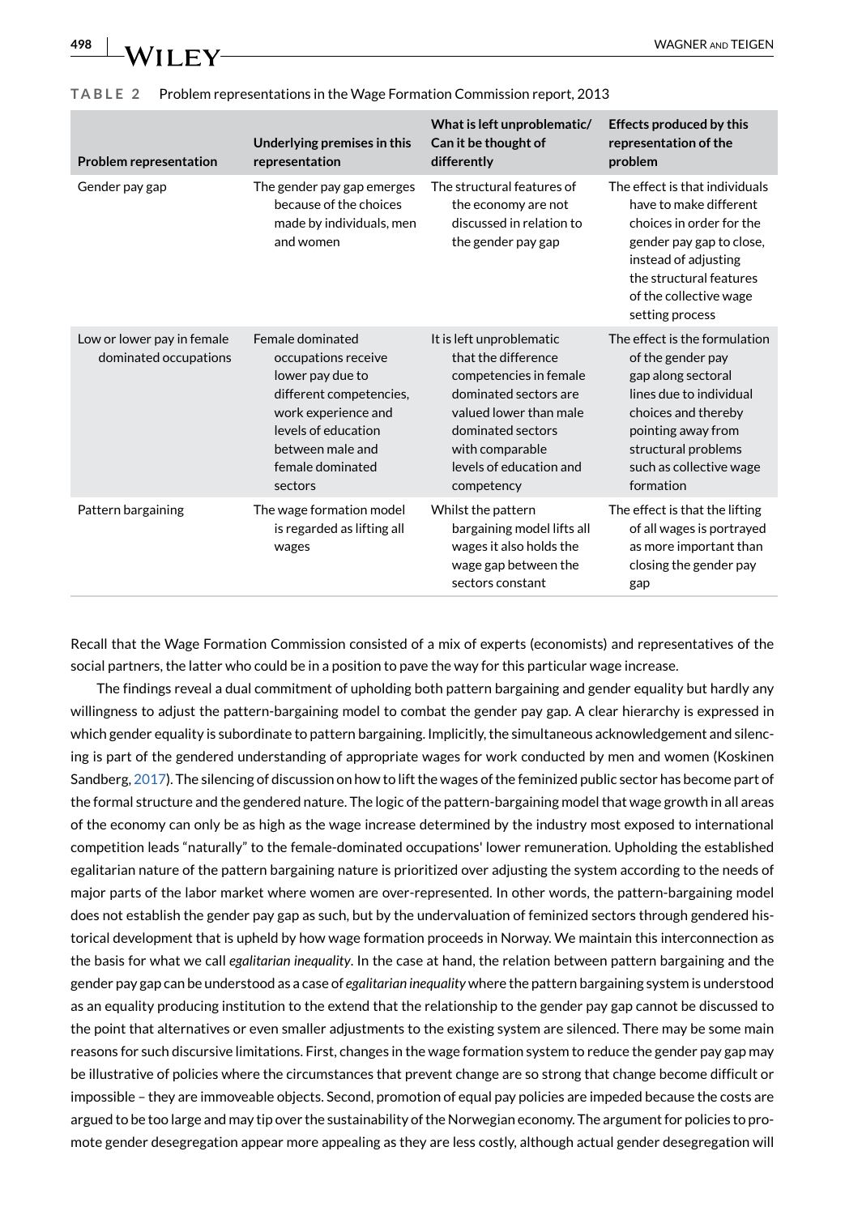**TABLE 2** Problem representations in the Wage Formation Commission report, 2013

| Problem representation | Underlying premises in this representation | What is left unproblematic/ Can it be thought of differently | Effects produced by this representation of the problem |
|---|---|---|---|
| Gender pay gap | The gender pay gap emerges because of the choices made by individuals, men and women | The structural features of the economy are not discussed in relation to the gender pay gap | The effect is that individuals have to make different choices in order for the gender pay gap to close, instead of adjusting the structural features of the collective wage setting process |
| Low or lower pay in female dominated occupations | Female dominated occupations receive lower pay due to different competencies, work experience and levels of education between male and female dominated sectors | It is left unproblematic that the difference competencies in female dominated sectors are valued lower than male dominated sectors with comparable levels of education and competency | The effect is the formulation of the gender pay gap along sectoral lines due to individual choices and thereby pointing away from structural problems such as collective wage formation |
| Pattern bargaining | The wage formation model is regarded as lifting all wages | Whilst the pattern bargaining model lifts all wages it also holds the wage gap between the sectors constant | The effect is that the lifting of all wages is portrayed as more important than closing the gender pay gap |

Recall that the Wage Formation Commission consisted of a mix of experts (economists) and representatives of the social partners, the latter who could be in a position to pave the way for this particular wage increase.

The findings reveal a dual commitment of upholding both pattern bargaining and gender equality but hardly any willingness to adjust the pattern-bargaining model to combat the gender pay gap. A clear hierarchy is expressed in which gender equality is subordinate to pattern bargaining. Implicitly, the simultaneous acknowledgement and silencing is part of the gendered understanding of appropriate wages for work conducted by men and women (Koskinen Sandberg, 2017). The silencing of discussion on how to lift the wages of the feminized public sector has become part of the formal structure and the gendered nature. The logic of the pattern-bargaining model that wage growth in all areas of the economy can only be as high as the wage increase determined by the industry most exposed to international competition leads "naturally" to the female-dominated occupations' lower remuneration. Upholding the established egalitarian nature of the pattern bargaining nature is prioritized over adjusting the system according to the needs of major parts of the labor market where women are over-represented. In other words, the pattern-bargaining model does not establish the gender pay gap as such, but by the undervaluation of feminized sectors through gendered historical development that is upheld by how wage formation proceeds in Norway. We maintain this interconnection as the basis for what we call *egalitarian inequality*. In the case at hand, the relation between pattern bargaining and the gender pay gap can be understood as a case of *egalitarian inequality* where the pattern bargaining system is understood as an equality producing institution to the extend that the relationship to the gender pay gap cannot be discussed to the point that alternatives or even smaller adjustments to the existing system are silenced. There may be some main reasons for such discursive limitations. First, changes in the wage formation system to reduce the gender pay gap may be illustrative of policies where the circumstances that prevent change are so strong that change become difficult or impossible – they are immoveable objects. Second, promotion of equal pay policies are impeded because the costs are argued to be too large and may tip over the sustainability of the Norwegian economy. The argument for policies to promote gender desegregation appear more appealing as they are less costly, although actual gender desegregation will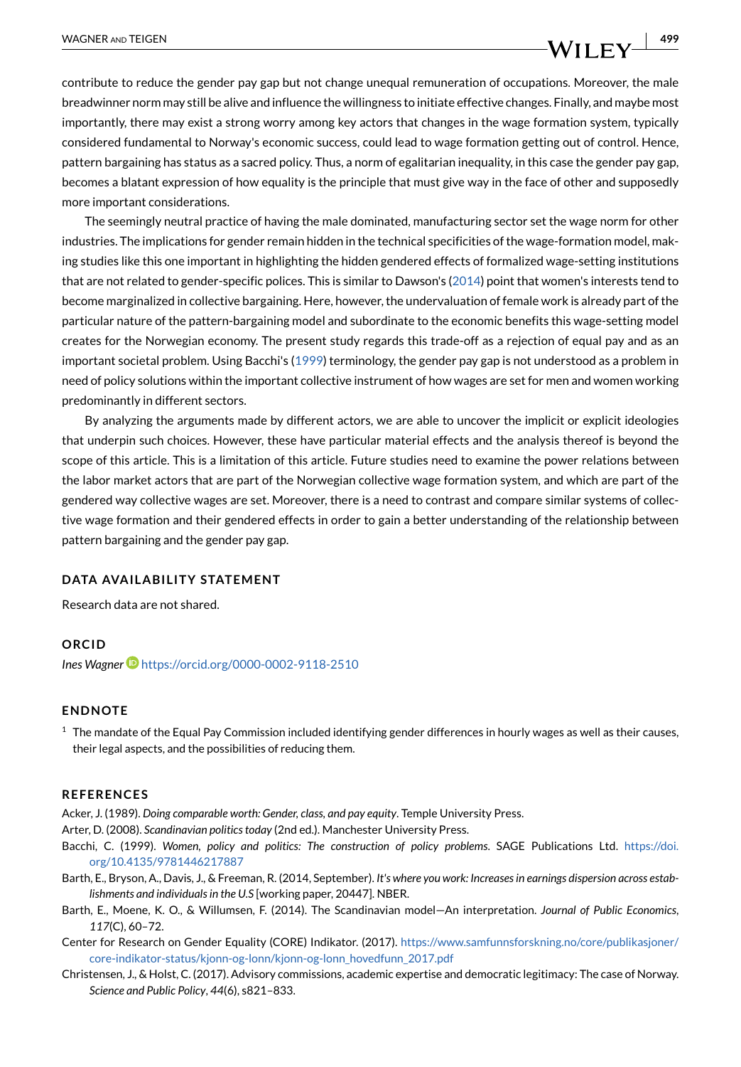contribute to reduce the gender pay gap but not change unequal remuneration of occupations. Moreover, the male breadwinner norm may still be alive and influence the willingness to initiate effective changes. Finally, and maybe most importantly, there may exist a strong worry among key actors that changes in the wage formation system, typically considered fundamental to Norway's economic success, could lead to wage formation getting out of control. Hence, pattern bargaining has status as a sacred policy. Thus, a norm of egalitarian inequality, in this case the gender pay gap, becomes a blatant expression of how equality is the principle that must give way in the face of other and supposedly more important considerations.

The seemingly neutral practice of having the male dominated, manufacturing sector set the wage norm for other industries. The implications for gender remain hidden in the technical specificities of the wage-formation model, making studies like this one important in highlighting the hidden gendered effects of formalized wage-setting institutions that are not related to gender-specific polices. This is similar to Dawson's (2014) point that women's interests tend to become marginalized in collective bargaining. Here, however, the undervaluation of female work is already part of the particular nature of the pattern-bargaining model and subordinate to the economic benefits this wage-setting model creates for the Norwegian economy. The present study regards this trade-off as a rejection of equal pay and as an important societal problem. Using Bacchi's (1999) terminology, the gender pay gap is not understood as a problem in need of policy solutions within the important collective instrument of how wages are set for men and women working predominantly in different sectors.

By analyzing the arguments made by different actors, we are able to uncover the implicit or explicit ideologies that underpin such choices. However, these have particular material effects and the analysis thereof is beyond the scope of this article. This is a limitation of this article. Future studies need to examine the power relations between the labor market actors that are part of the Norwegian collective wage formation system, and which are part of the gendered way collective wages are set. Moreover, there is a need to contrast and compare similar systems of collective wage formation and their gendered effects in order to gain a better understanding of the relationship between pattern bargaining and the gender pay gap.

## DATA AVAILABILITY STATEMENT

Research data are not shared.

## ORCID

*Ines Wagner* https://orcid.org/0000-0002-9118-2510

## ENDNOTE

[1] The mandate of the Equal Pay Commission included identifying gender differences in hourly wages as well as their causes, their legal aspects, and the possibilities of reducing them.

## REFERENCES

Acker, J. (1989). *Doing comparable worth: Gender, class, and pay equity*. Temple University Press.

Arter, D. (2008). *Scandinavian politics today* (2nd ed.). Manchester University Press.

Bacchi, C. (1999). *Women, policy and politics: The construction of policy problems*. SAGE Publications Ltd. https://doi.org/10.4135/9781446217887

Barth, E., Bryson, A., Davis, J., & Freeman, R. (2014, September). *It's where you work: Increases in earnings dispersion across establishments and individuals in the U.S* [working paper, 20447]. NBER.

Barth, E., Moene, K. O., & Willumsen, F. (2014). The Scandinavian model—An interpretation. *Journal of Public Economics*, *117*(C), 60–72.

Center for Research on Gender Equality (CORE) Indikator. (2017). https://www.samfunnsforskning.no/core/publikasjoner/core-indikator-status/kjonn-og-lonn/kjonn-og-lonn_hovedfunn_2017.pdf

Christensen, J., & Holst, C. (2017). Advisory commissions, academic expertise and democratic legitimacy: The case of Norway. *Science and Public Policy*, *44*(6), s821–833.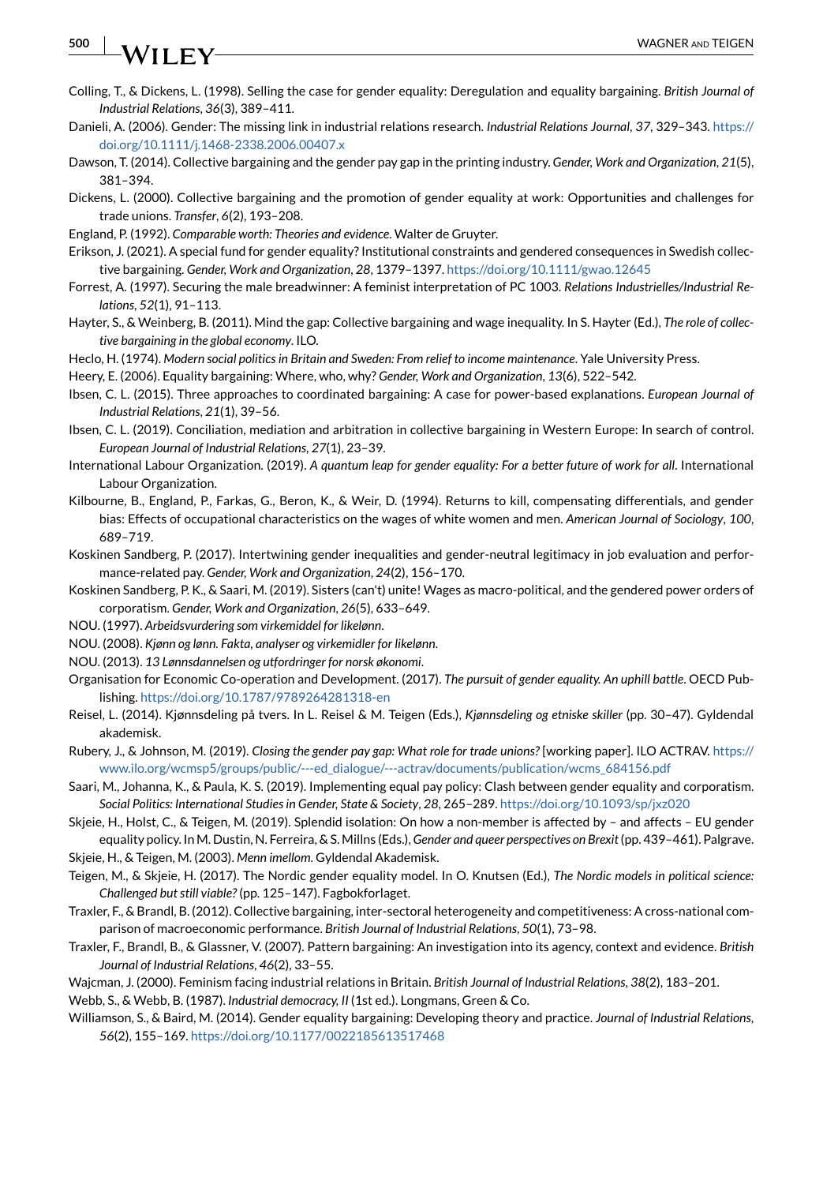Colling, T., & Dickens, L. (1998). Selling the case for gender equality: Deregulation and equality bargaining. *British Journal of Industrial Relations*, *36*(3), 389–411.

Danieli, A. (2006). Gender: The missing link in industrial relations research. *Industrial Relations Journal*, *37*, 329–343. https://doi.org/10.1111/j.1468-2338.2006.00407.x

Dawson, T. (2014). Collective bargaining and the gender pay gap in the printing industry. *Gender, Work and Organization*, *21*(5), 381–394.

Dickens, L. (2000). Collective bargaining and the promotion of gender equality at work: Opportunities and challenges for trade unions. *Transfer*, *6*(2), 193–208.

England, P. (1992). *Comparable worth: Theories and evidence*. Walter de Gruyter.

Erikson, J. (2021). A special fund for gender equality? Institutional constraints and gendered consequences in Swedish collective bargaining. *Gender, Work and Organization*, *28*, 1379–1397. https://doi.org/10.1111/gwao.12645

Forrest, A. (1997). Securing the male breadwinner: A feminist interpretation of PC 1003. *Relations Industrielles/Industrial Relations*, *52*(1), 91–113.

Hayter, S., & Weinberg, B. (2011). Mind the gap: Collective bargaining and wage inequality. In S. Hayter (Ed.), *The role of collective bargaining in the global economy*. ILO.

Heclo, H. (1974). *Modern social politics in Britain and Sweden: From relief to income maintenance*. Yale University Press.

Heery, E. (2006). Equality bargaining: Where, who, why? *Gender, Work and Organization*, *13*(6), 522–542.

Ibsen, C. L. (2015). Three approaches to coordinated bargaining: A case for power-based explanations. *European Journal of Industrial Relations*, *21*(1), 39–56.

Ibsen, C. L. (2019). Conciliation, mediation and arbitration in collective bargaining in Western Europe: In search of control. *European Journal of Industrial Relations*, *27*(1), 23–39.

International Labour Organization. (2019). *A quantum leap for gender equality: For a better future of work for all*. International Labour Organization.

Kilbourne, B., England, P., Farkas, G., Beron, K., & Weir, D. (1994). Returns to kill, compensating differentials, and gender bias: Effects of occupational characteristics on the wages of white women and men. *American Journal of Sociology*, *100*, 689–719.

Koskinen Sandberg, P. (2017). Intertwining gender inequalities and gender-neutral legitimacy in job evaluation and performance-related pay. *Gender, Work and Organization*, *24*(2), 156–170.

Koskinen Sandberg, P. K., & Saari, M. (2019). Sisters (can't) unite! Wages as macro-political, and the gendered power orders of corporatism. *Gender, Work and Organization*, *26*(5), 633–649.

NOU. (1997). *Arbeidsvurdering som virkemiddel for likelønn*.

NOU. (2008). *Kjønn og lønn. Fakta, analyser og virkemidler for likelønn*.

NOU. (2013). *13 Lønnsdannelsen og utfordringer for norsk økonomi*.

Organisation for Economic Co-operation and Development. (2017). *The pursuit of gender equality. An uphill battle*. OECD Publishing. https://doi.org/10.1787/9789264281318-en

Reisel, L. (2014). Kjønnsdeling på tvers. In L. Reisel & M. Teigen (Eds.), *Kjønnsdeling og etniske skiller* (pp. 30–47). Gyldendal akademisk.

Rubery, J., & Johnson, M. (2019). *Closing the gender pay gap: What role for trade unions?* [working paper]. ILO ACTRAV. https://www.ilo.org/wcmsp5/groups/public/---ed_dialogue/---actrav/documents/publication/wcms_684156.pdf

Saari, M., Johanna, K., & Paula, K. S. (2019). Implementing equal pay policy: Clash between gender equality and corporatism. *Social Politics: International Studies in Gender, State & Society*, *28*, 265–289. https://doi.org/10.1093/sp/jxz020

Skjeie, H., Holst, C., & Teigen, M. (2019). Splendid isolation: On how a non-member is affected by – and affects – EU gender equality policy. In M. Dustin, N. Ferreira, & S. Millns (Eds.), *Gender and queer perspectives on Brexit* (pp. 439–461). Palgrave.

Skjeie, H., & Teigen, M. (2003). *Menn imellom*. Gyldendal Akademisk.

Teigen, M., & Skjeie, H. (2017). The Nordic gender equality model. In O. Knutsen (Ed.), *The Nordic models in political science: Challenged but still viable?* (pp. 125–147). Fagbokforlaget.

Traxler, F., & Brandl, B. (2012). Collective bargaining, inter-sectoral heterogeneity and competitiveness: A cross-national comparison of macroeconomic performance. *British Journal of Industrial Relations*, *50*(1), 73–98.

Traxler, F., Brandl, B., & Glassner, V. (2007). Pattern bargaining: An investigation into its agency, context and evidence. *British Journal of Industrial Relations*, *46*(2), 33–55.

Wajcman, J. (2000). Feminism facing industrial relations in Britain. *British Journal of Industrial Relations*, *38*(2), 183–201.

Webb, S., & Webb, B. (1987). *Industrial democracy, II* (1st ed.). Longmans, Green & Co.

Williamson, S., & Baird, M. (2014). Gender equality bargaining: Developing theory and practice. *Journal of Industrial Relations*, *56*(2), 155–169. https://doi.org/10.1177/0022185613517468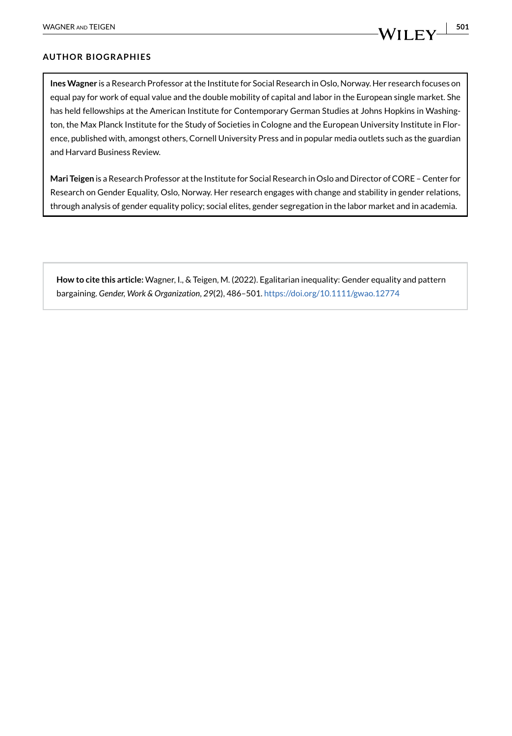## AUTHOR BIOGRAPHIES

**Ines Wagner** is a Research Professor at the Institute for Social Research in Oslo, Norway. Her research focuses on equal pay for work of equal value and the double mobility of capital and labor in the European single market. She has held fellowships at the American Institute for Contemporary German Studies at Johns Hopkins in Washington, the Max Planck Institute for the Study of Societies in Cologne and the European University Institute in Florence, published with, amongst others, Cornell University Press and in popular media outlets such as the guardian and Harvard Business Review.

**Mari Teigen** is a Research Professor at the Institute for Social Research in Oslo and Director of CORE – Center for Research on Gender Equality, Oslo, Norway. Her research engages with change and stability in gender relations, through analysis of gender equality policy; social elites, gender segregation in the labor market and in academia.

**How to cite this article:** Wagner, I., & Teigen, M. (2022). Egalitarian inequality: Gender equality and pattern bargaining. *Gender, Work & Organization*, *29*(2), 486–501. https://doi.org/10.1111/gwao.12774